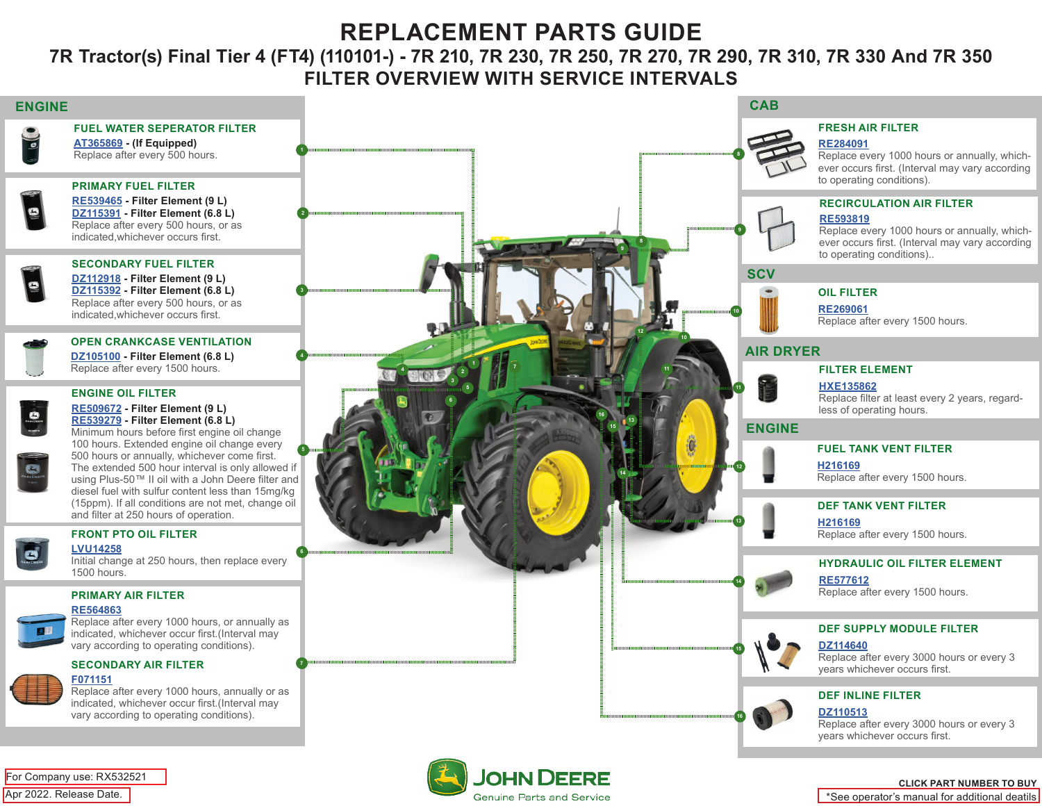# REPLACEMENT PARTS GUIDE

## 7R Tractor(s) Final Tier 4 (FT4) (110101-) - 7R 210, 7R 230, 7R 250, 7R 270, 7R 290, 7R 310, 7R 330 And 7R 350

## FILTER OVERVIEW WITH SERVICE INTERVALS

## ENGINE

### 1. FUEL WATER SEPERATOR FILTER
**AT365869 - (If Equipped)**
Replace after every 500 hours.

### 2. PRIMARY FUEL FILTER
**RE539465 - Filter Element (9 L)**
**DZ115391 - Filter Element (6.8 L)**
Replace after every 500 hours, or as indicated,whichever occurs first.

### 3. SECONDARY FUEL FILTER
**DZ112918 - Filter Element (9 L)**
**DZ115392 - Filter Element (6.8 L)**
Replace after every 500 hours, or as indicated,whichever occurs first.

### 4. OPEN CRANKCASE VENTILATION
**DZ105100 - Filter Element (6.8 L)**
Replace after every 1500 hours.

### 5. ENGINE OIL FILTER
**RE509672 - Filter Element (9 L)**
**RE539279 - Filter Element (6.8 L)**
Minimum hours before first engine oil change 100 hours. Extended engine oil change every 500 hours or annually, whichever come first. The extended 500 hour interval is only allowed if using Plus-50™ II oil with a John Deere filter and diesel fuel with sulfur content less than 15mg/kg (15ppm). If all conditions are not met, change oil and filter at 250 hours of operation.

### 6. FRONT PTO OIL FILTER
**LVU14258**
Initial change at 250 hours, then replace every 1500 hours.

### 7. PRIMARY AIR FILTER
**RE564863**
Replace after every 1000 hours, or annually as indicated, whichever occur first.(Interval may vary according to operating conditions).

### 7. SECONDARY AIR FILTER
**F071151**
Replace after every 1000 hours, annually or as indicated, whichever occur first.(Interval may vary according to operating conditions).

## CAB

### 8. FRESH AIR FILTER
**RE284091**
Replace every 1000 hours or annually, which-ever occurs first. (Interval may vary according to operating conditions).

### 9. RECIRCULATION AIR FILTER
**RE593819**
Replace every 1000 hours or annually, which-ever occurs first. (Interval may vary according to operating conditions)..

## SCV

### 10. OIL FILTER
**RE269061**
Replace after every 1500 hours.

## AIR DRYER

### 11. FILTER ELEMENT
**HXE135862**
Replace filter at least every 2 years, regard-less of operating hours.

## ENGINE

### 12. FUEL TANK VENT FILTER
**H216169**
Replace after every 1500 hours.

### 13. DEF TANK VENT FILTER
**H216169**
Replace after every 1500 hours.

### 14. HYDRAULIC OIL FILTER ELEMENT
**RE577612**
Replace after every 1500 hours.

### 15. DEF SUPPLY MODULE FILTER
**DZ114640**
Replace after every 3000 hours or every 3 years whichever occurs first.

### 16. DEF INLINE FILTER
**DZ110513**
Replace after every 3000 hours or every 3 years whichever occurs first.

For Company use: RX532521
Apr 2022. Release Date.

JOHN DEERE
Genuine Parts and Service

CLICK PART NUMBER TO BUY
*See operator's manual for additional deatils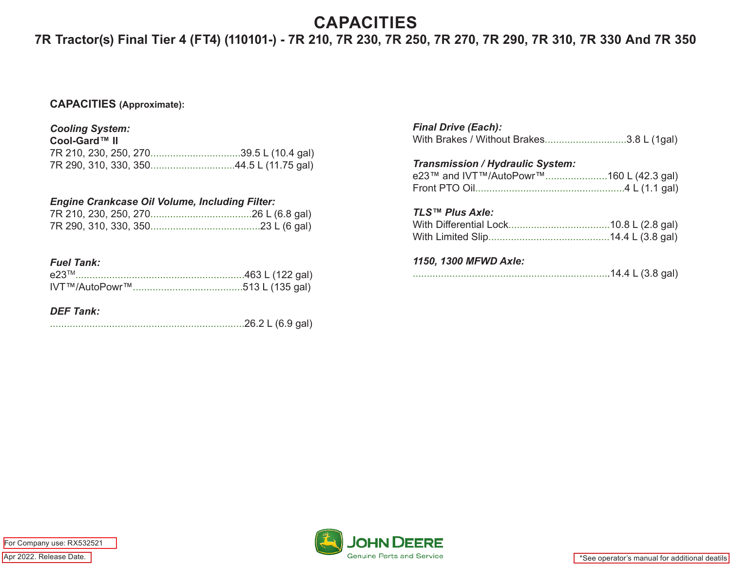# CAPACITIES

## 7R Tractor(s) Final Tier 4 (FT4) (110101-) - 7R 210, 7R 230, 7R 250, 7R 270, 7R 290, 7R 310, 7R 330 And 7R 350

**CAPACITIES** **(Approximate):**

***Cooling System:***

**Cool-Gard™ II**

7R 210, 230, 250, 270................................39.5 L (10.4 gal)
7R 290, 310, 330, 350..............................44.5 L (11.75 gal)

***Engine Crankcase Oil Volume, Including Filter:***

7R 210, 230, 250, 270....................................26 L (6.8 gal)
7R 290, 310, 330, 350.......................................23 L (6 gal)

***Fuel Tank:***

e23™............................................................463 L (122 gal)
IVT™/AutoPowr™.......................................513 L (135 gal)

***DEF Tank:***

.....................................................................26.2 L (6.9 gal)

***Final Drive (Each):***

With Brakes / Without Brakes.............................3.8 L (1gal)

***Transmission / Hydraulic System:***

e23™ and IVT™/AutoPowr™......................160 L (42.3 gal)
Front PTO Oil.....................................................4 L (1.1 gal)

***TLS™ Plus Axle:***

With Differential Lock...................................10.8 L (2.8 gal)
With Limited Slip...........................................14.4 L (3.8 gal)

***1150, 1300 MFWD Axle:***

.....................................................................14.4 L (3.8 gal)

For Company use: RX532521

Apr 2022. Release Date.

JOHN DEERE Genuine Parts and Service

*See operator's manual for additional deatils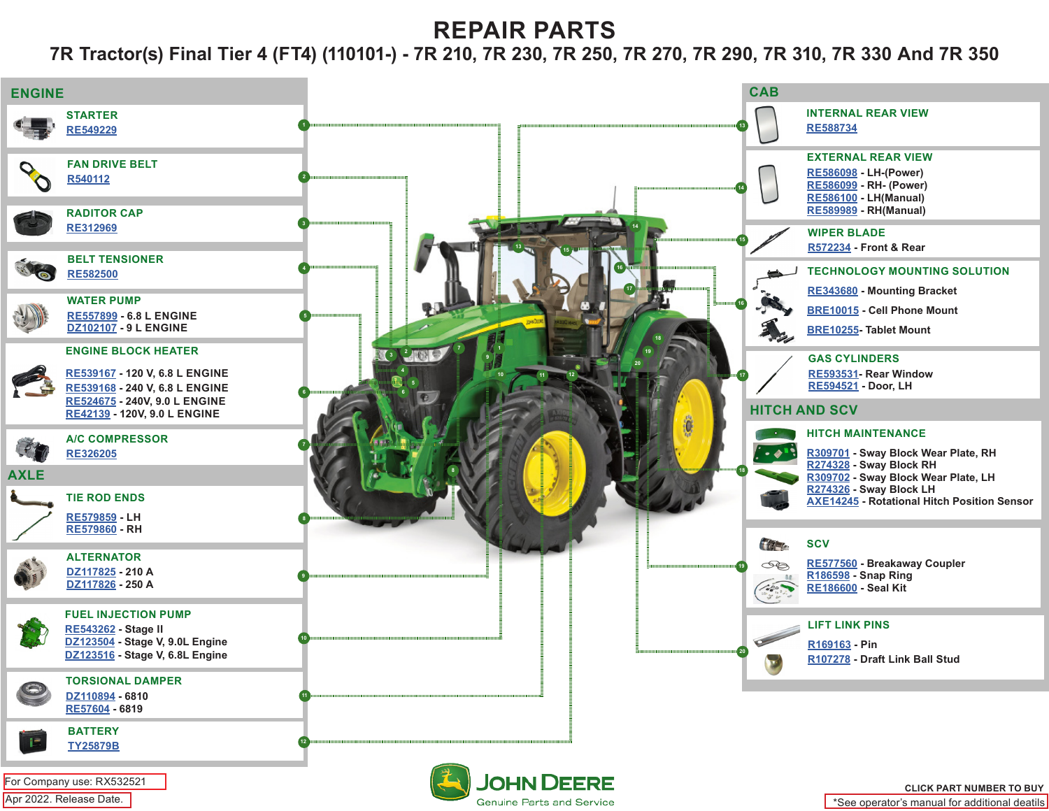# REPAIR PARTS

## 7R Tractor(s) Final Tier 4 (FT4) (110101-) - 7R 210, 7R 230, 7R 250, 7R 270, 7R 290, 7R 310, 7R 330 And 7R 350

## ENGINE

### STARTER
RE549229

### FAN DRIVE BELT
R540112

### RADITOR CAP
RE312969

### BELT TENSIONER
RE582500

### WATER PUMP
RE557899 - 6.8 L ENGINE
DZ102107 - 9 L ENGINE

### ENGINE BLOCK HEATER
RE539167 - 120 V, 6.8 L ENGINE
RE539168 - 240 V, 6.8 L ENGINE
RE524675 - 240V, 9.0 L ENGINE
RE42139 - 120V, 9.0 L ENGINE

### A/C COMPRESSOR
RE326205

## AXLE

### TIE ROD ENDS
RE579859 - LH
RE579860 - RH

### ALTERNATOR
DZ117825 - 210 A
DZ117826 - 250 A

### FUEL INJECTION PUMP
RE543262 - Stage II
DZ123504 - Stage V, 9.0L Engine
DZ123516 - Stage V, 6.8L Engine

### TORSIONAL DAMPER
DZ110894 - 6810
RE57604 - 6819

### BATTERY
TY25879B

## CAB

### INTERNAL REAR VIEW
RE588734

### EXTERNAL REAR VIEW
RE586098 - LH-(Power)
RE586099 - RH- (Power)
RE586100 - LH(Manual)
RE589989 - RH(Manual)

### WIPER BLADE
R572234 - Front & Rear

### TECHNOLOGY MOUNTING SOLUTION
RE343680 - Mounting Bracket
BRE10015 - Cell Phone Mount
BRE10255- Tablet Mount

### GAS CYLINDERS
RE593531- Rear Window
RE594521 - Door, LH

## HITCH AND SCV

### HITCH MAINTENANCE
R309701 - Sway Block Wear Plate, RH
R274328 - Sway Block RH
R309702 - Sway Block Wear Plate, LH
R274326 - Sway Block LH
AXE14245 - Rotational Hitch Position Sensor

### SCV
RE577560 - Breakaway Coupler
R186598 - Snap Ring
RE186600 - Seal Kit

### LIFT LINK PINS
R169163 - Pin
R107278 - Draft Link Ball Stud

For Company use: RX532521

Apr 2022. Release Date.

JOHN DEERE
Genuine Parts and Service

CLICK PART NUMBER TO BUY

*See operator's manual for additional deatils